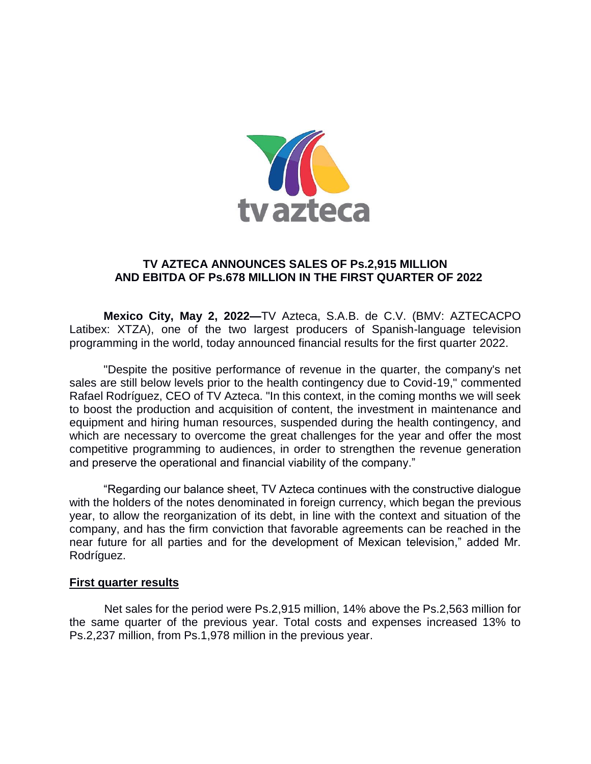# TV AZTECA ANNOUNCES SALES OF Ps.2,915 MILLION AND EBITDA OF Ps.678 MILLION IN THE FIRST QUARTER OF 2022

**Mexico City, May 2, 2022—**TV Azteca, S.A.B. de C.V. (BMV: AZTECACPO Latibex: XTZA), one of the two largest producers of Spanish-language television programming in the world, today announced financial results for the first quarter 2022.

"Despite the positive performance of revenue in the quarter, the company's net sales are still below levels prior to the health contingency due to Covid-19," commented Rafael Rodríguez, CEO of TV Azteca. "In this context, in the coming months we will seek to boost the production and acquisition of content, the investment in maintenance and equipment and hiring human resources, suspended during the health contingency, and which are necessary to overcome the great challenges for the year and offer the most competitive programming to audiences, in order to strengthen the revenue generation and preserve the operational and financial viability of the company."

"Regarding our balance sheet, TV Azteca continues with the constructive dialogue with the holders of the notes denominated in foreign currency, which began the previous year, to allow the reorganization of its debt, in line with the context and situation of the company, and has the firm conviction that favorable agreements can be reached in the near future for all parties and for the development of Mexican television," added Mr. Rodríguez.

## First quarter results

Net sales for the period were Ps.2,915 million, 14% above the Ps.2,563 million for the same quarter of the previous year. Total costs and expenses increased 13% to Ps.2,237 million, from Ps.1,978 million in the previous year.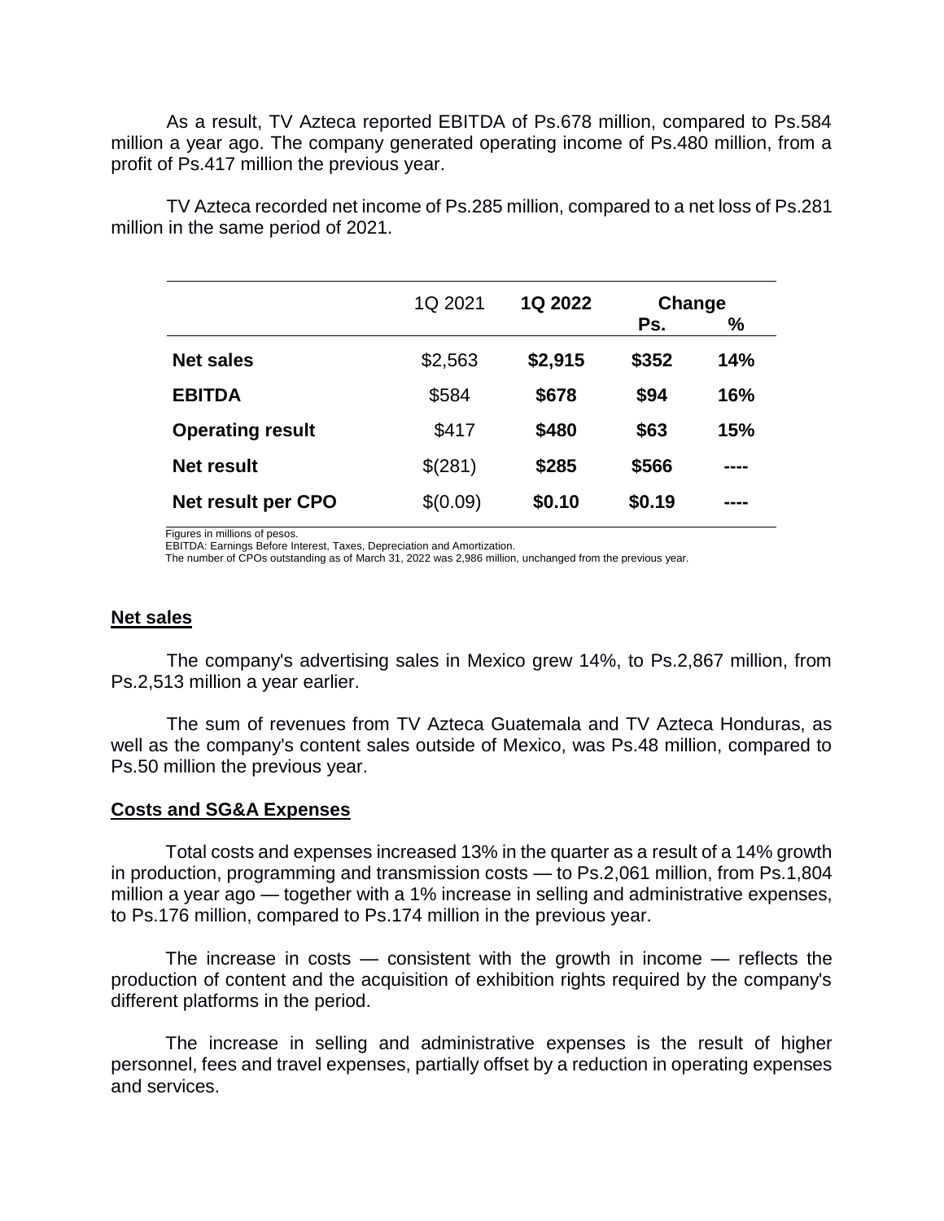As a result, TV Azteca reported EBITDA of Ps.678 million, compared to Ps.584 million a year ago. The company generated operating income of Ps.480 million, from a profit of Ps.417 million the previous year.

TV Azteca recorded net income of Ps.285 million, compared to a net loss of Ps.281 million in the same period of 2021.

| | 1Q 2021 | **1Q 2022** | **Change** | |
|---|---|---|---|---|
| | | | **Ps.** | **%** |
| **Net sales** | $2,563 | **$2,915** | **$352** | **14%** |
| **EBITDA** | $584 | **$678** | **$94** | **16%** |
| **Operating result** | $417 | **$480** | **$63** | **15%** |
| **Net result** | $(281) | **$285** | **$566** | **----** |
| **Net result per CPO** | $(0.09) | **$0.10** | **$0.19** | **----** |

Figures in millions of pesos.
EBITDA: Earnings Before Interest, Taxes, Depreciation and Amortization.
The number of CPOs outstanding as of March 31, 2022 was 2,986 million, unchanged from the previous year.

## Net sales

The company's advertising sales in Mexico grew 14%, to Ps.2,867 million, from Ps.2,513 million a year earlier.

The sum of revenues from TV Azteca Guatemala and TV Azteca Honduras, as well as the company's content sales outside of Mexico, was Ps.48 million, compared to Ps.50 million the previous year.

## Costs and SG&A Expenses

Total costs and expenses increased 13% in the quarter as a result of a 14% growth in production, programming and transmission costs — to Ps.2,061 million, from Ps.1,804 million a year ago — together with a 1% increase in selling and administrative expenses, to Ps.176 million, compared to Ps.174 million in the previous year.

The increase in costs — consistent with the growth in income — reflects the production of content and the acquisition of exhibition rights required by the company's different platforms in the period.

The increase in selling and administrative expenses is the result of higher personnel, fees and travel expenses, partially offset by a reduction in operating expenses and services.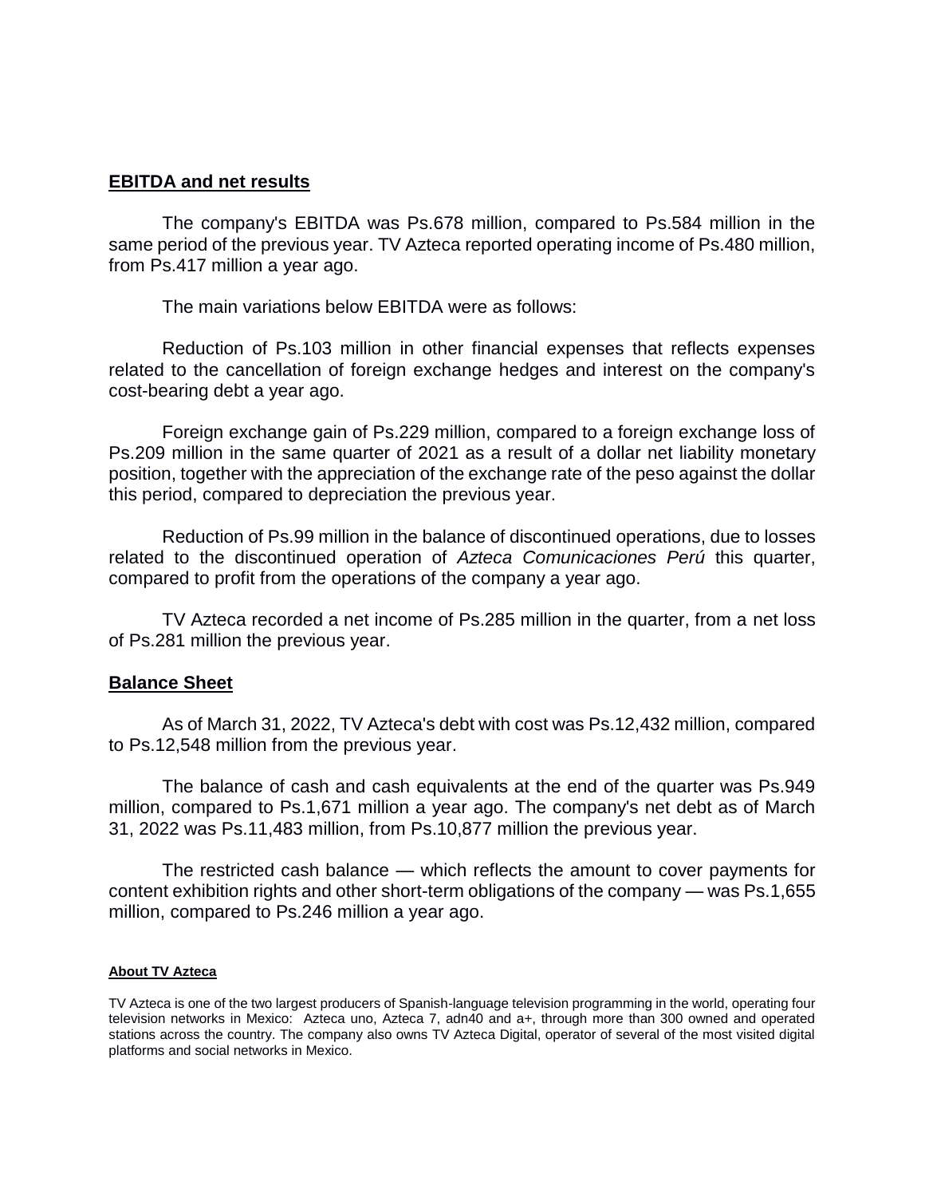## EBITDA and net results

The company's EBITDA was Ps.678 million, compared to Ps.584 million in the same period of the previous year. TV Azteca reported operating income of Ps.480 million, from Ps.417 million a year ago.

The main variations below EBITDA were as follows:

Reduction of Ps.103 million in other financial expenses that reflects expenses related to the cancellation of foreign exchange hedges and interest on the company's cost-bearing debt a year ago.

Foreign exchange gain of Ps.229 million, compared to a foreign exchange loss of Ps.209 million in the same quarter of 2021 as a result of a dollar net liability monetary position, together with the appreciation of the exchange rate of the peso against the dollar this period, compared to depreciation the previous year.

Reduction of Ps.99 million in the balance of discontinued operations, due to losses related to the discontinued operation of *Azteca Comunicaciones Perú* this quarter, compared to profit from the operations of the company a year ago.

TV Azteca recorded a net income of Ps.285 million in the quarter, from a net loss of Ps.281 million the previous year.

## Balance Sheet

As of March 31, 2022, TV Azteca's debt with cost was Ps.12,432 million, compared to Ps.12,548 million from the previous year.

The balance of cash and cash equivalents at the end of the quarter was Ps.949 million, compared to Ps.1,671 million a year ago. The company's net debt as of March 31, 2022 was Ps.11,483 million, from Ps.10,877 million the previous year.

The restricted cash balance — which reflects the amount to cover payments for content exhibition rights and other short-term obligations of the company — was Ps.1,655 million, compared to Ps.246 million a year ago.

#### About TV Azteca

TV Azteca is one of the two largest producers of Spanish-language television programming in the world, operating four television networks in Mexico: Azteca uno, Azteca 7, adn40 and a+, through more than 300 owned and operated stations across the country. The company also owns TV Azteca Digital, operator of several of the most visited digital platforms and social networks in Mexico.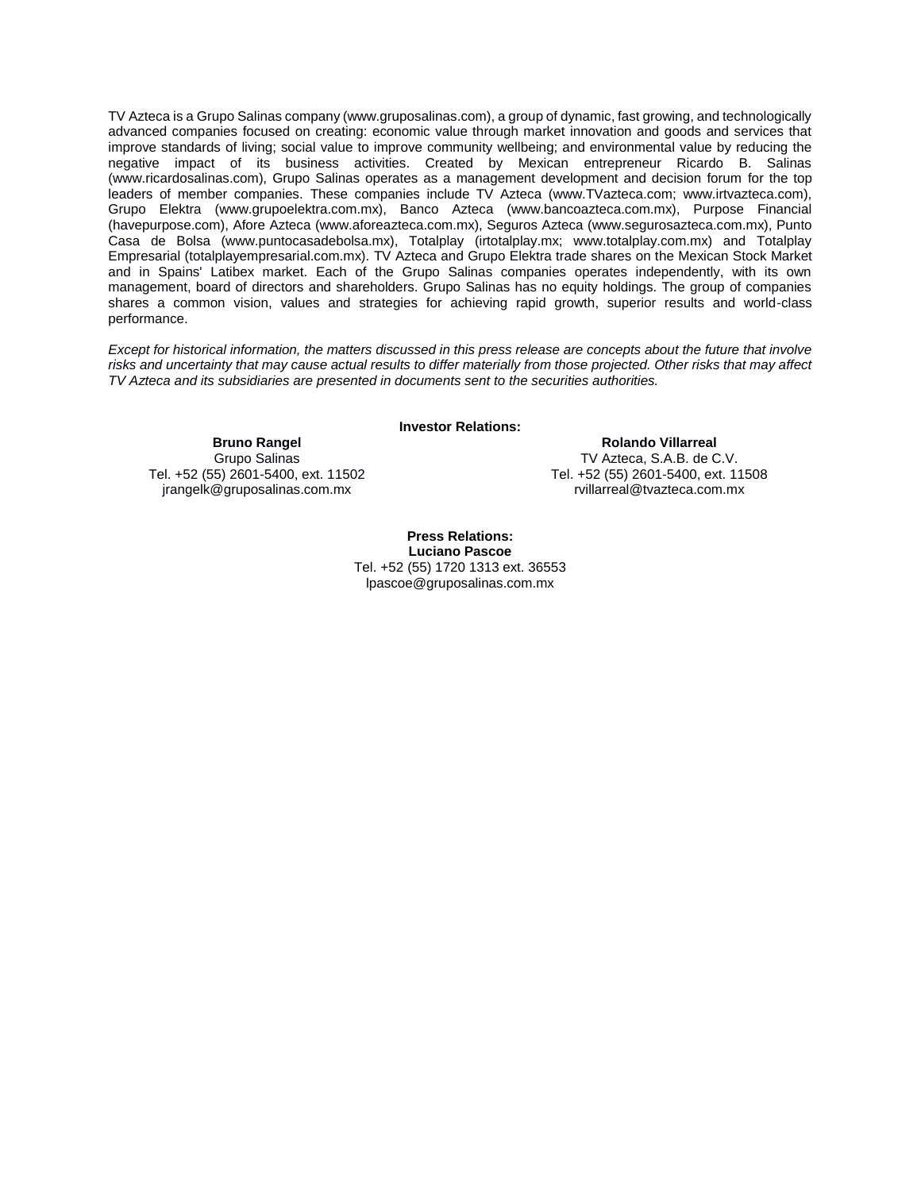TV Azteca is a Grupo Salinas company (www.gruposalinas.com), a group of dynamic, fast growing, and technologically advanced companies focused on creating: economic value through market innovation and goods and services that improve standards of living; social value to improve community wellbeing; and environmental value by reducing the negative impact of its business activities. Created by Mexican entrepreneur Ricardo B. Salinas (www.ricardosalinas.com), Grupo Salinas operates as a management development and decision forum for the top leaders of member companies. These companies include TV Azteca (www.TVazteca.com; www.irtvazteca.com), Grupo Elektra (www.grupoelektra.com.mx), Banco Azteca (www.bancoazteca.com.mx), Purpose Financial (havepurpose.com), Afore Azteca (www.aforeazteca.com.mx), Seguros Azteca (www.segurosazteca.com.mx), Punto Casa de Bolsa (www.puntocasadebolsa.mx), Totalplay (irtotalplay.mx; www.totalplay.com.mx) and Totalplay Empresarial (totalplayempresarial.com.mx). TV Azteca and Grupo Elektra trade shares on the Mexican Stock Market and in Spains' Latibex market. Each of the Grupo Salinas companies operates independently, with its own management, board of directors and shareholders. Grupo Salinas has no equity holdings. The group of companies shares a common vision, values and strategies for achieving rapid growth, superior results and world-class performance.

*Except for historical information, the matters discussed in this press release are concepts about the future that involve risks and uncertainty that may cause actual results to differ materially from those projected. Other risks that may affect TV Azteca and its subsidiaries are presented in documents sent to the securities authorities.*

**Investor Relations:**

**Bruno Rangel**
Grupo Salinas
Tel. +52 (55) 2601-5400, ext. 11502
jrangelk@gruposalinas.com.mx

**Rolando Villarreal**
TV Azteca, S.A.B. de C.V.
Tel. +52 (55) 2601-5400, ext. 11508
rvillarreal@tvazteca.com.mx

**Press Relations:**
**Luciano Pascoe**
Tel. +52 (55) 1720 1313 ext. 36553
lpascoe@gruposalinas.com.mx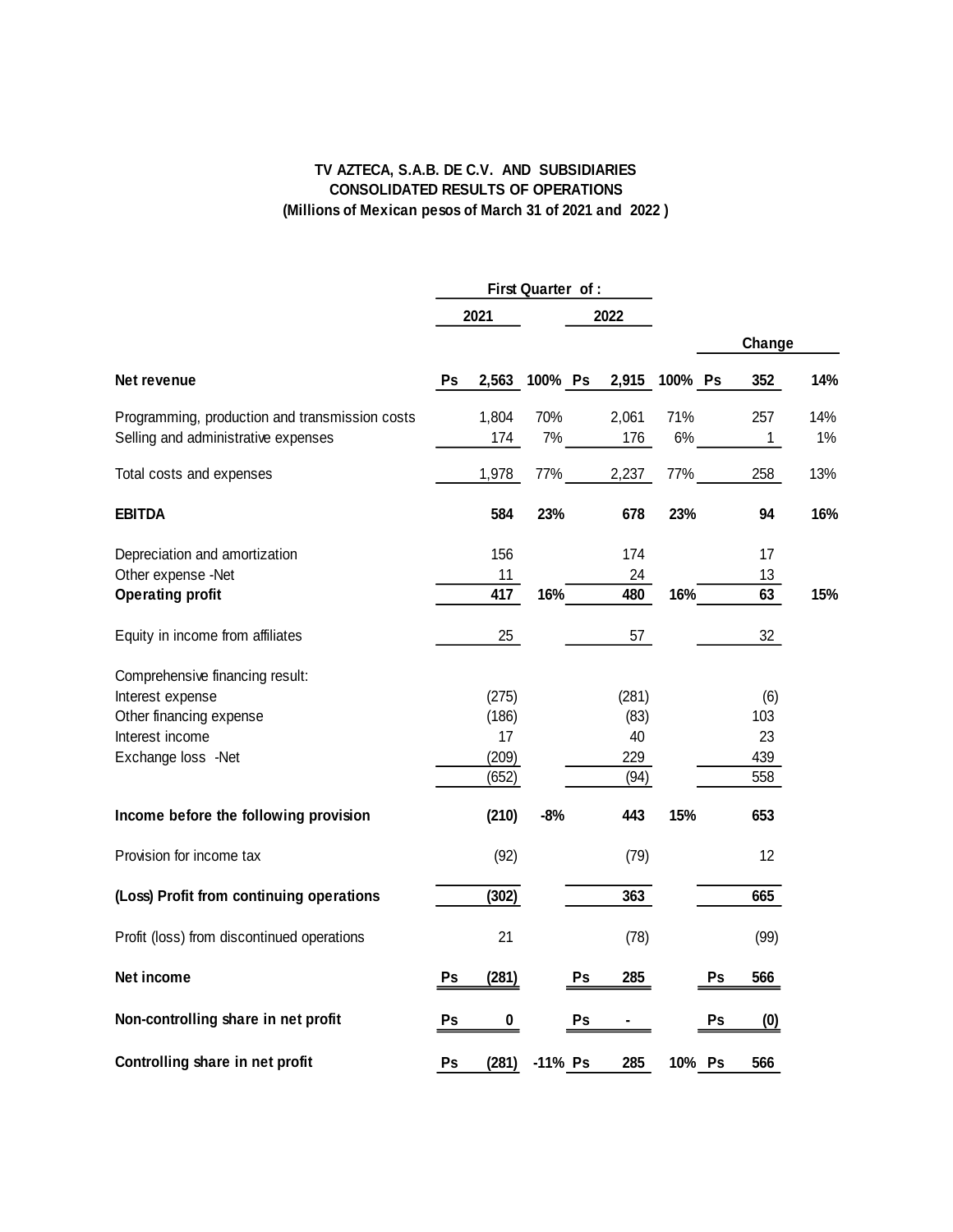**TV AZTECA, S.A.B. DE C.V. AND SUBSIDIARIES**
**CONSOLIDATED RESULTS OF OPERATIONS**
**(Millions of Mexican pesos of March 31 of 2021 and 2022 )**

| | First Quarter of : | | | | Change | |
|---|---|---|---|---|---|---|
| | 2021 | | 2022 | | | |
| **Net revenue** | Ps **2,563** | **100%** | Ps **2,915** | **100%** | Ps **352** | **14%** |
| Programming, production and transmission costs | 1,804 | 70% | 2,061 | 71% | 257 | 14% |
| Selling and administrative expenses | 174 | 7% | 176 | 6% | 1 | 1% |
| Total costs and expenses | 1,978 | 77% | 2,237 | 77% | 258 | 13% |
| **EBITDA** | **584** | **23%** | **678** | **23%** | **94** | **16%** |
| Depreciation and amortization | 156 | | 174 | | 17 | |
| Other expense -Net | 11 | | 24 | | 13 | |
| **Operating profit** | **417** | **16%** | **480** | **16%** | **63** | **15%** |
| Equity in income from affiliates | 25 | | 57 | | 32 | |
| Comprehensive financing result: | | | | | | |
| Interest expense | (275) | | (281) | | (6) | |
| Other financing expense | (186) | | (83) | | 103 | |
| Interest income | 17 | | 40 | | 23 | |
| Exchange loss -Net | (209) | | 229 | | 439 | |
| | (652) | | (94) | | 558 | |
| **Income before the following provision** | **(210)** | **-8%** | **443** | **15%** | **653** | |
| Provision for income tax | (92) | | (79) | | 12 | |
| **(Loss) Profit from continuing operations** | **(302)** | | **363** | | **665** | |
| Profit (loss) from discontinued operations | 21 | | (78) | | (99) | |
| **Net income** | **Ps (281)** | | **Ps 285** | | **Ps 566** | |
| **Non-controlling share in net profit** | **Ps 0** | | **Ps -** | | **Ps (0)** | |
| **Controlling share in net profit** | **Ps (281)** | **-11%** | **Ps 285** | **10%** | **Ps 566** | |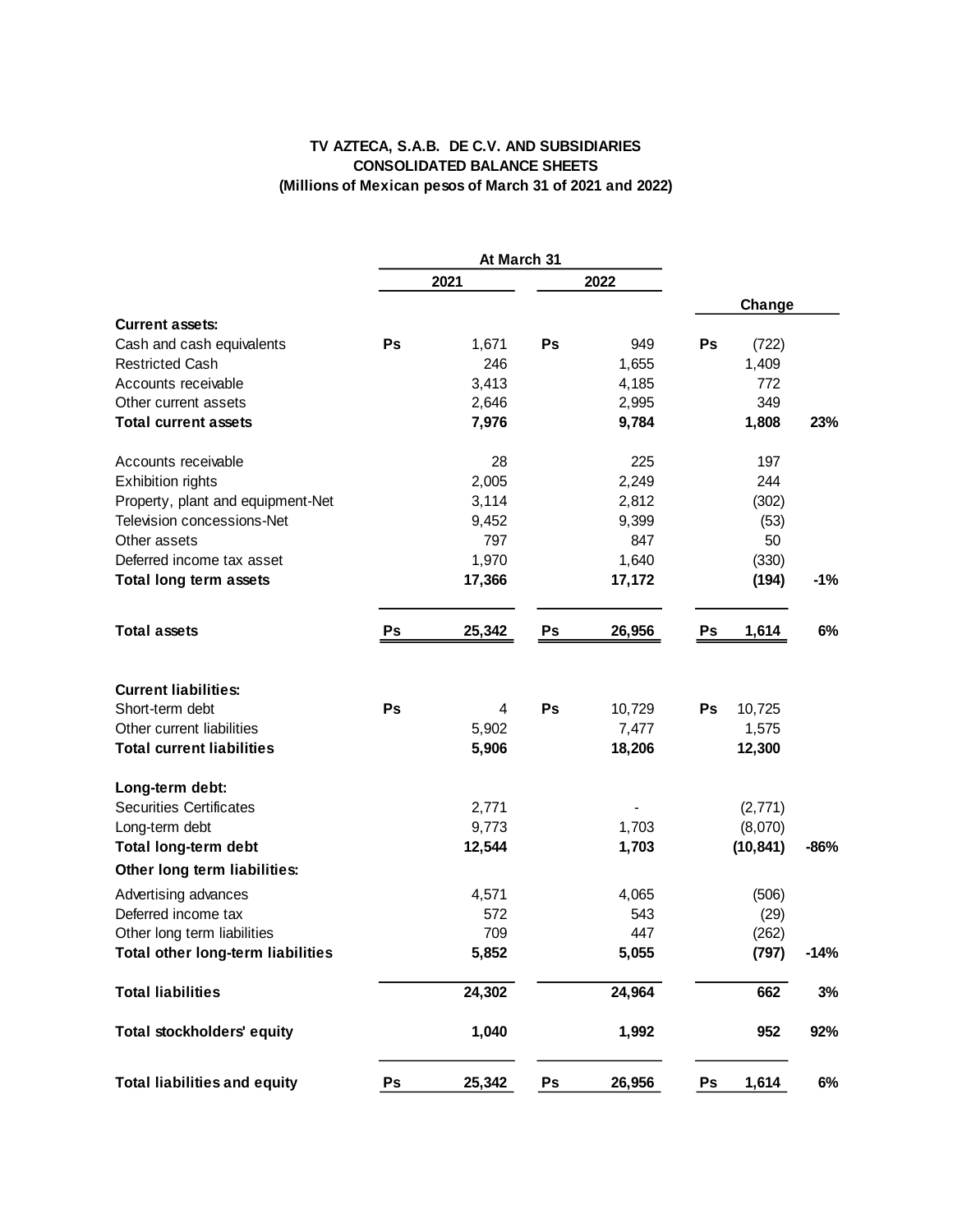**TV AZTECA, S.A.B. DE C.V. AND SUBSIDIARIES**
**CONSOLIDATED BALANCE SHEETS**
**(Millions of Mexican pesos of March 31 of 2021 and 2022)**

| | At March 31 | | | | | | |
|---|---|---|---|---|---|---|---|
| | 2021 | | 2022 | | Change | | |
| **Current assets:** | | | | | | | |
| Cash and cash equivalents | Ps | 1,671 | Ps | 949 | Ps | (722) | |
| Restricted Cash | | 246 | | 1,655 | | 1,409 | |
| Accounts receivable | | 3,413 | | 4,185 | | 772 | |
| Other current assets | | 2,646 | | 2,995 | | 349 | |
| **Total current assets** | | **7,976** | | **9,784** | | **1,808** | **23%** |
| Accounts receivable | | 28 | | 225 | | 197 | |
| Exhibition rights | | 2,005 | | 2,249 | | 244 | |
| Property, plant and equipment-Net | | 3,114 | | 2,812 | | (302) | |
| Television concessions-Net | | 9,452 | | 9,399 | | (53) | |
| Other assets | | 797 | | 847 | | 50 | |
| Deferred income tax asset | | 1,970 | | 1,640 | | (330) | |
| **Total long term assets** | | **17,366** | | **17,172** | | **(194)** | **-1%** |
| **Total assets** | **Ps** | **25,342** | **Ps** | **26,956** | **Ps** | **1,614** | **6%** |
| **Current liabilities:** | | | | | | | |
| Short-term debt | Ps | 4 | Ps | 10,729 | Ps | 10,725 | |
| Other current liabilities | | 5,902 | | 7,477 | | 1,575 | |
| **Total current liabilities** | | **5,906** | | **18,206** | | **12,300** | |
| **Long-term debt:** | | | | | | | |
| Securities Certificates | | 2,771 | | - | | (2,771) | |
| Long-term debt | | 9,773 | | 1,703 | | (8,070) | |
| **Total long-term debt** | | **12,544** | | **1,703** | | **(10,841)** | **-86%** |
| **Other long term liabilities:** | | | | | | | |
| Advertising advances | | 4,571 | | 4,065 | | (506) | |
| Deferred income tax | | 572 | | 543 | | (29) | |
| Other long term liabilities | | 709 | | 447 | | (262) | |
| **Total other long-term liabilities** | | **5,852** | | **5,055** | | **(797)** | **-14%** |
| **Total liabilities** | | **24,302** | | **24,964** | | **662** | **3%** |
| **Total stockholders' equity** | | **1,040** | | **1,992** | | **952** | **92%** |
| **Total liabilities and equity** | **Ps** | **25,342** | **Ps** | **26,956** | **Ps** | **1,614** | **6%** |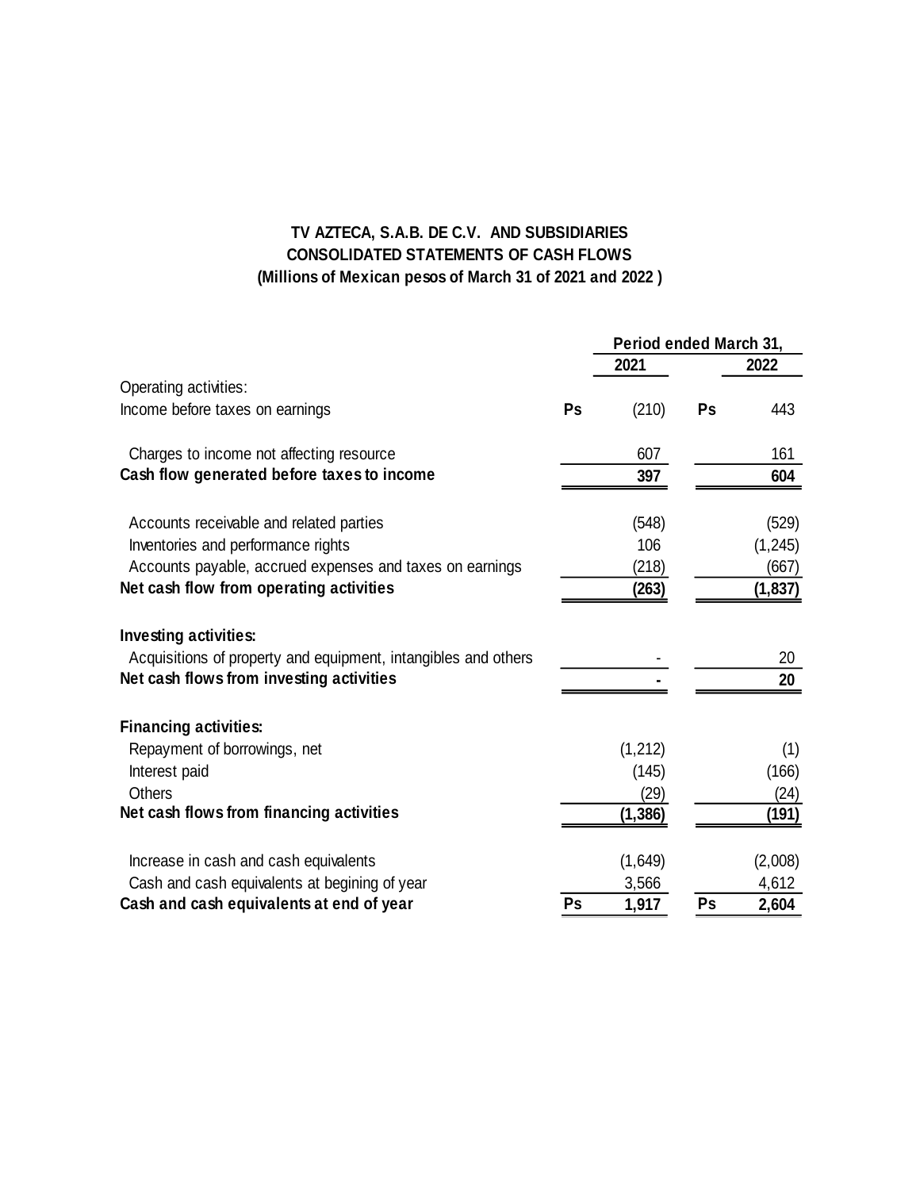**TV AZTECA, S.A.B. DE C.V. AND SUBSIDIARIES**
**CONSOLIDATED STATEMENTS OF CASH FLOWS**
**(Millions of Mexican pesos of March 31 of 2021 and 2022 )**

| | | Period ended March 31, | | |
|---|---|---|---|---|
| | | 2021 | | 2022 |
| Operating activities: | | | | |
| Income before taxes on earnings | Ps | (210) | Ps | 443 |
| Charges to income not affecting resource | | 607 | | 161 |
| **Cash flow generated before taxes to income** | | **397** | | **604** |
| Accounts receivable and related parties | | (548) | | (529) |
| Inventories and performance rights | | 106 | | (1,245) |
| Accounts payable, accrued expenses and taxes on earnings | | (218) | | (667) |
| **Net cash flow from operating activities** | | **(263)** | | **(1,837)** |
| **Investing activities:** | | | | |
| Acquisitions of property and equipment, intangibles and others | | - | | 20 |
| **Net cash flows from investing activities** | | **-** | | **20** |
| **Financing activities:** | | | | |
| Repayment of borrowings, net | | (1,212) | | (1) |
| Interest paid | | (145) | | (166) |
| Others | | (29) | | (24) |
| **Net cash flows from financing activities** | | **(1,386)** | | **(191)** |
| Increase in cash and cash equivalents | | (1,649) | | (2,008) |
| Cash and cash equivalents at begining of year | | 3,566 | | 4,612 |
| **Cash and cash equivalents at end of year** | Ps | **1,917** | Ps | **2,604** |